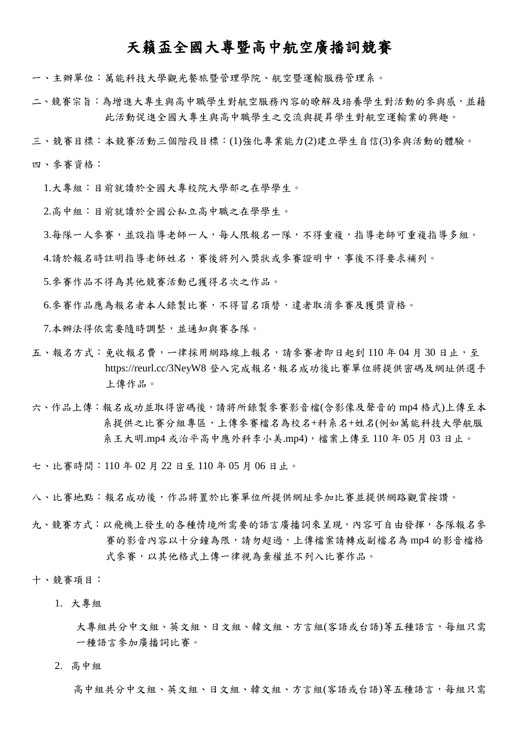# 天籟盃全國大專暨高中航空廣播詞競賽

一、主辦單位：萬能科技大學觀光餐旅暨管理學院、航空暨運輸服務管理系。

二、競賽宗旨：為增進大專生與高中職學生對航空服務內容的瞭解及培養學生對活動的參與感，並藉此活動促進全國大專生與高中職學生之交流與提昇學生對航空運輸業的興趣。

三、競賽目標：本競賽活動三個階段目標：(1)強化專業能力(2)建立學生自信(3)參與活動的體驗。

四、參賽資格：

1.大專組：目前就讀於全國大專校院大學部之在學學生。

2.高中組：目前就讀於全國公私立高中職之在學學生。

3.每隊一人參賽，並設指導老師一人，每人限報名一隊，不得重複，指導老師可重複指導多組。

4.請於報名時註明指導老師姓名，賽後將列入獎狀或參賽證明中，事後不得要求補列。

5.參賽作品不得為其他競賽活動已獲得名次之作品。

6.參賽作品應為報名者本人錄製比賽，不得冒名頂替，違者取消參賽及獲獎資格。

7.本辦法得依需要隨時調整，並通知與賽各隊。

五、報名方式：免收報名費，一律採用網路線上報名，請參賽者即日起到 110 年 04 月 30 日止，至 https://reurl.cc/3NeyW8 登入完成報名，報名成功後比賽單位將提供密碼及網址供選手上傳作品。

六、作品上傳：報名成功並取得密碼後，請將所錄製參賽影音檔(含影像及聲音的 mp4 格式)上傳至本系提供之比賽分組專區，上傳參賽檔名為校名+科系名+姓名(例如萬能科技大學航服系王大明.mp4 或治平高中應外科李小美.mp4)，檔案上傳至 110 年 05 月 03 日止。

七、比賽時間：110 年 02 月 22 日至 110 年 05 月 06 日止。

八、比賽地點：報名成功後，作品將置於比賽單位所提供網址參加比賽並提供網路觀賞按讚。

九、競賽方式：以飛機上發生的各種情境所需要的語言廣播詞來呈現，內容可自由發揮，各隊報名參賽的影音內容以十分鐘為限，請勿超過，上傳檔案請轉成副檔名為 mp4 的影音檔格式參賽，以其他格式上傳一律視為棄權並不列入比賽作品。

十、競賽項目：

1. 大專組

大專組共分中文組、英文組、日文組、韓文組、方言組(客語或台語)等五種語言，每組只需一種語言參加廣播詞比賽。

2. 高中組

高中組共分中文組、英文組、日文組、韓文組、方言組(客語或台語)等五種語言，每組只需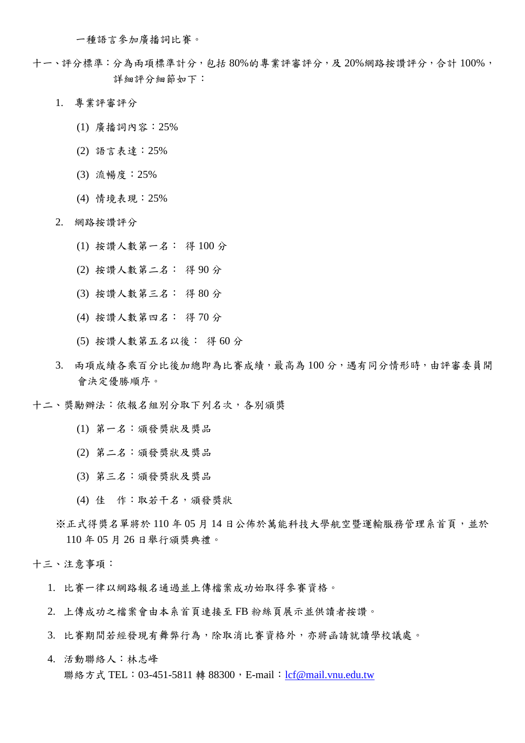一種語言參加廣播詞比賽。

十一、評分標準：分為兩項標準計分，包括 80%的專業評審評分，及 20%網路按讚評分，合計 100%，詳細評分細節如下：

1. 專業評審評分
   (1) 廣播詞內容：25%
   (2) 語言表達：25%
   (3) 流暢度：25%
   (4) 情境表現：25%
2. 網路按讚評分
   (1) 按讚人數第一名： 得 100 分
   (2) 按讚人數第二名： 得 90 分
   (3) 按讚人數第三名： 得 80 分
   (4) 按讚人數第四名： 得 70 分
   (5) 按讚人數第五名以後： 得 60 分
3. 兩項成績各乘百分比後加總即為比賽成績，最高為 100 分，遇有同分情形時，由評審委員開會決定優勝順序。

十二、獎勵辦法：依報名組別分取下列名次，各別頒獎

(1) 第一名：頒發獎狀及獎品
(2) 第二名：頒發獎狀及獎品
(3) 第三名：頒發獎狀及獎品
(4) 佳　作：取若干名，頒發獎狀

※正式得獎名單將於 110 年 05 月 14 日公佈於萬能科技大學航空暨運輸服務管理系首頁，並於 110 年 05 月 26 日舉行頒獎典禮。

十三、注意事項：

1. 比賽一律以網路報名通過並上傳檔案成功始取得參賽資格。
2. 上傳成功之檔案會由本系首頁連接至 FB 粉絲頁展示並供讀者按讚。
3. 比賽期間若經發現有舞弊行為，除取消比賽資格外，亦將函請就讀學校議處。
4. 活動聯絡人：林志峰
   聯絡方式 TEL：03-451-5811 轉 88300，E-mail：lcf@mail.vnu.edu.tw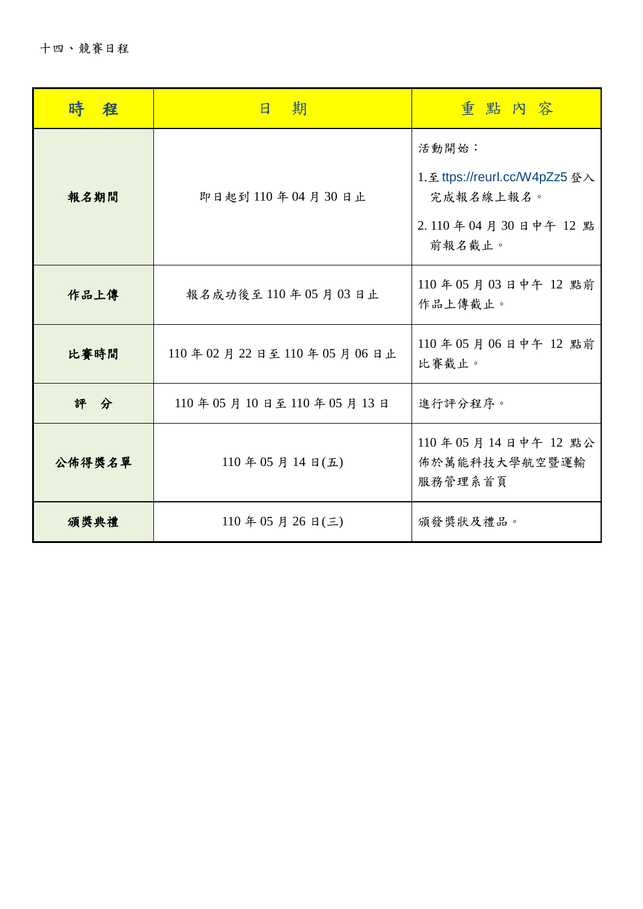十四、競賽日程

| 時　程 | 日　期 | 重 點 內 容 |
|---|---|---|
| **報名期間** | 即日起到 110 年 04 月 30 日止 | 活動開始：<br>1.至 ttps://reurl.cc/W4pZz5 登入完成報名線上報名。<br>2. 110 年 04 月 30 日中午 12 點前報名截止。 |
| **作品上傳** | 報名成功後至 110 年 05 月 03 日止 | 110 年 05 月 03 日中午 12 點前作品上傳截止。 |
| **比賽時間** | 110 年 02 月 22 日至 110 年 05 月 06 日止 | 110 年 05 月 06 日中午 12 點前比賽截止。 |
| **評　分** | 110 年 05 月 10 日至 110 年 05 月 13 日 | 進行評分程序。 |
| **公佈得獎名單** | 110 年 05 月 14 日(五) | 110 年 05 月 14 日中午 12 點公佈於萬能科技大學航空暨運輸服務管理系首頁 |
| **頒獎典禮** | 110 年 05 月 26 日(三) | 頒發獎狀及禮品。 |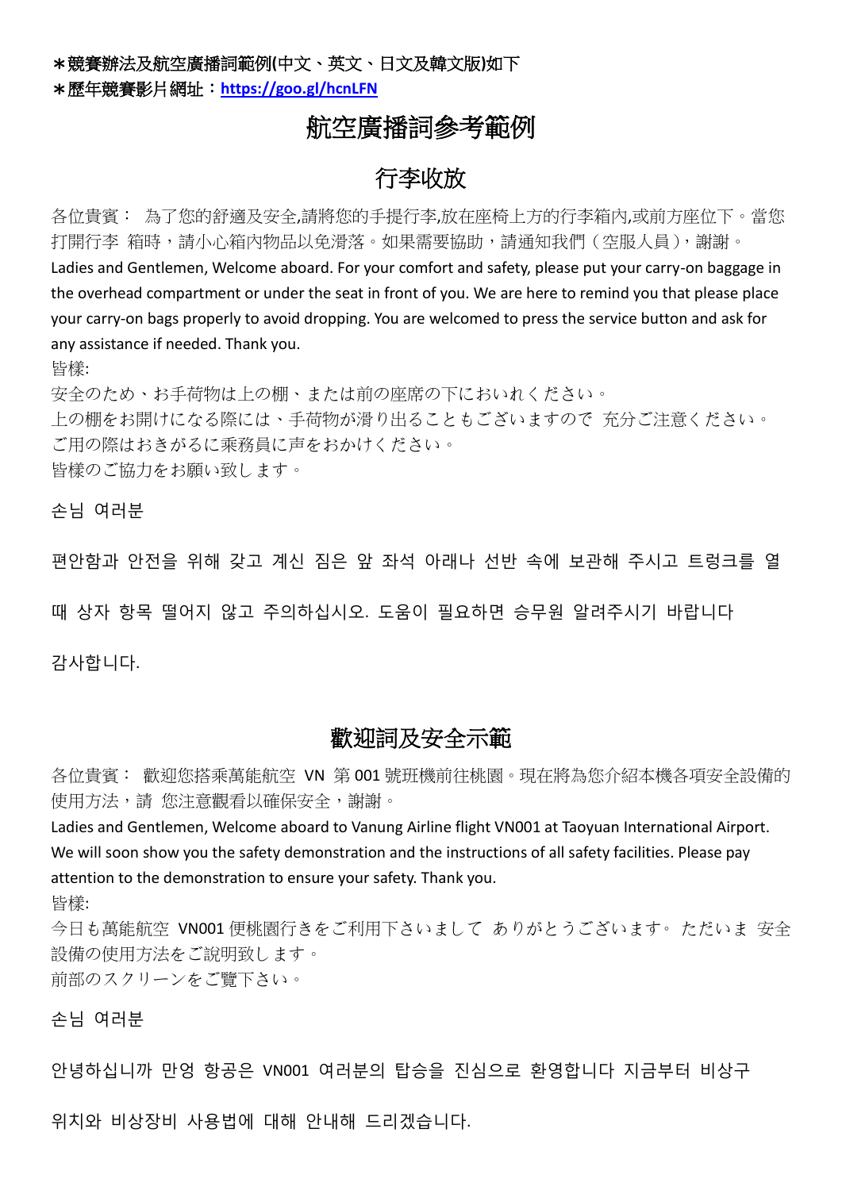＊競賽辦法及航空廣播詞範例(中文、英文、日文及韓文版)如下

＊歷年競賽影片網址：**https://goo.gl/hcnLFN**

# 航空廣播詞參考範例

## 行李收放

各位貴賓： 為了您的舒適及安全,請將您的手提行李,放在座椅上方的行李箱內,或前方座位下。當您打開行李 箱時，請小心箱內物品以免滑落。如果需要協助，請通知我們（空服人員），謝謝。

Ladies and Gentlemen, Welcome aboard. For your comfort and safety, please put your carry-on baggage in the overhead compartment or under the seat in front of you. We are here to remind you that please place your carry-on bags properly to avoid dropping. You are welcomed to press the service button and ask for any assistance if needed. Thank you.

皆様:

安全のため、お手荷物は上の棚、または前の座席の下においれください。

上の棚をお開けになる際には、手荷物が滑り出ることもございますので 充分ご注意ください。

ご用の際はおきがるに乗務員に声をおかけください。

皆様のご協力をお願い致します。

손님 여러분

편안함과 안전을 위해 갖고 계신 짐은 앞 좌석 아래나 선반 속에 보관해 주시고 트렁크를 열 때 상자 항목 떨어지 않고 주의하십시오. 도움이 필요하면 승무원 알려주시기 바랍니다

감사합니다.

## 歡迎詞及安全示範

各位貴賓： 歡迎您搭乘萬能航空 VN 第 001 號班機前往桃園。現在將為您介紹本機各項安全設備的使用方法，請 您注意觀看以確保安全，謝謝。

Ladies and Gentlemen, Welcome aboard to Vanung Airline flight VN001 at Taoyuan International Airport. We will soon show you the safety demonstration and the instructions of all safety facilities. Please pay attention to the demonstration to ensure your safety. Thank you.

皆様:

今日も萬能航空 VN001 便桃園行きをご利用下さいまして ありがとうございます。 ただいま 安全設備の使用方法をご説明致します。

前部のスクリーンをご覧下さい。

손님 여러분

안녕하십니까 만엉 항공은 VN001 여러분의 탑승을 진심으로 환영합니다 지금부터 비상구 위치와 비상장비 사용법에 대해 안내해 드리겠습니다.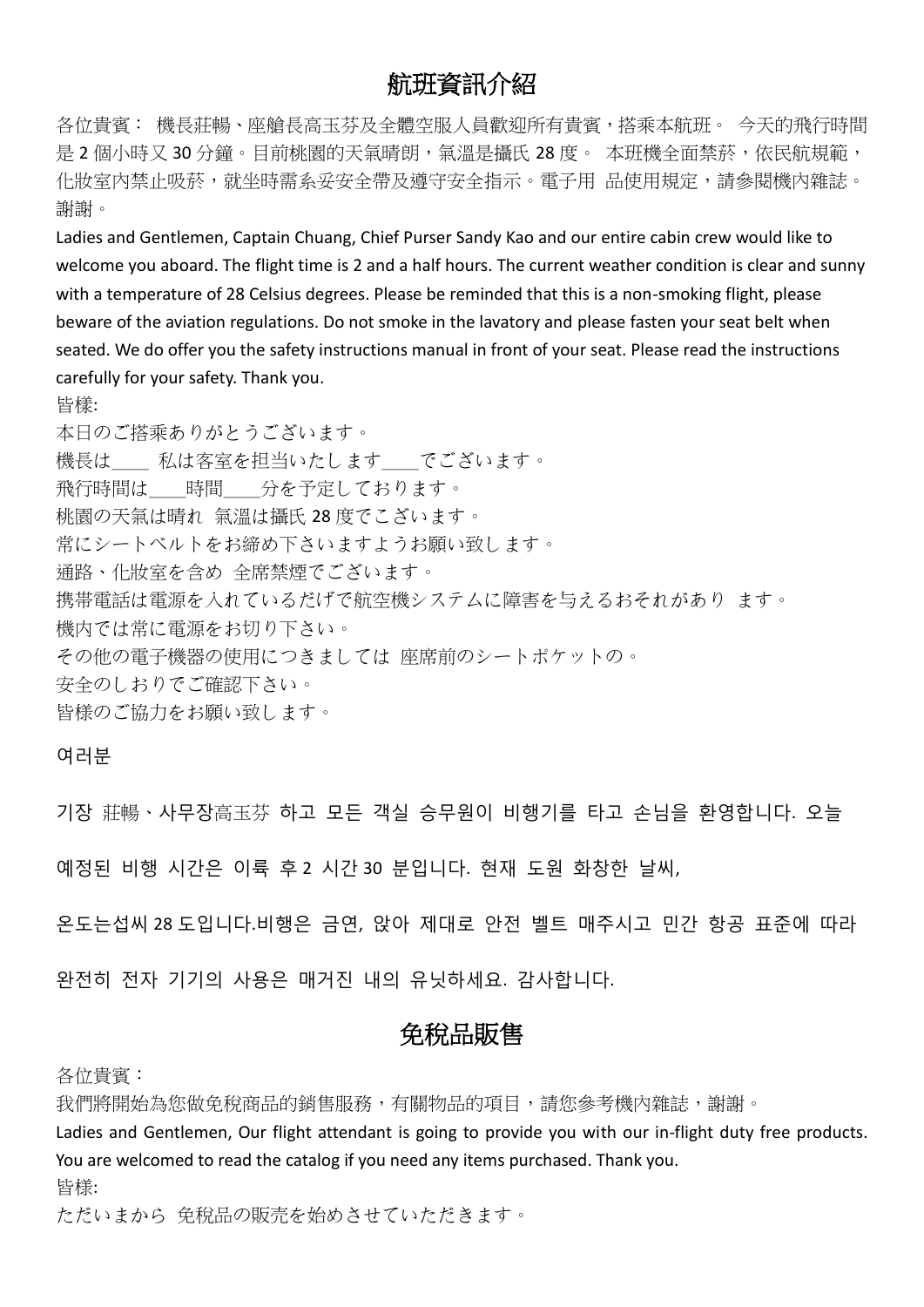## 航班資訊介紹

各位貴賓： 機長莊暢、座艙長高玉芬及全體空服人員歡迎所有貴賓，搭乘本航班。 今天的飛行時間是 2 個小時又 30 分鐘。目前桃園的天氣晴朗，氣溫是攝氏 28 度。 本班機全面禁菸，依民航規範，化妝室內禁止吸菸，就坐時需系妥安全帶及遵守安全指示。電子用 品使用規定，請參閱機內雜誌。謝謝。

Ladies and Gentlemen, Captain Chuang, Chief Purser Sandy Kao and our entire cabin crew would like to welcome you aboard. The flight time is 2 and a half hours. The current weather condition is clear and sunny with a temperature of 28 Celsius degrees. Please be reminded that this is a non-smoking flight, please beware of the aviation regulations. Do not smoke in the lavatory and please fasten your seat belt when seated. We do offer you the safety instructions manual in front of your seat. Please read the instructions carefully for your safety. Thank you.

皆様:

本日のご搭乗ありがとうございます。

機長は____ 私は客室を担当いたします____でございます。

飛行時間は____時間____分を予定しております。

桃園の天氣は晴れ 氣溫は攝氏 28 度でございます。

常にシートベルトをお締め下さいますようお願い致します。

通路、化妝室を含め 全席禁煙でございます。

携帯電話は電源を入れているだけで航空機システムに障害を与えるおそれがあり ます。

機内では常に電源をお切り下さい。

その他の電子機器の使用につきましては 座席前のシートポケットの。

安全のしおりでご確認下さい。

皆様のご協力をお願い致します。

여러분

기장 莊暢、사무장高玉芬 하고 모든 객실 승무원이 비행기를 타고 손님을 환영합니다. 오늘

예정된 비행 시간은 이륙 후 2 시간 30 분입니다. 현재 도원 화창한 날씨,

온도는섭씨 28 도입니다.비행은 금연, 앉아 제대로 안전 벨트 매주시고 민간 항공 표준에 따라

완전히 전자 기기의 사용은 매거진 내의 유닛하세요. 감사합니다.

## 免稅品販售

各位貴賓：

我們將開始為您做免稅商品的銷售服務，有關物品的項目，請您參考機內雜誌，謝謝。

Ladies and Gentlemen, Our flight attendant is going to provide you with our in-flight duty free products. You are welcomed to read the catalog if you need any items purchased. Thank you.

皆様:

ただいまから 免税品の販売を始めさせていただきます。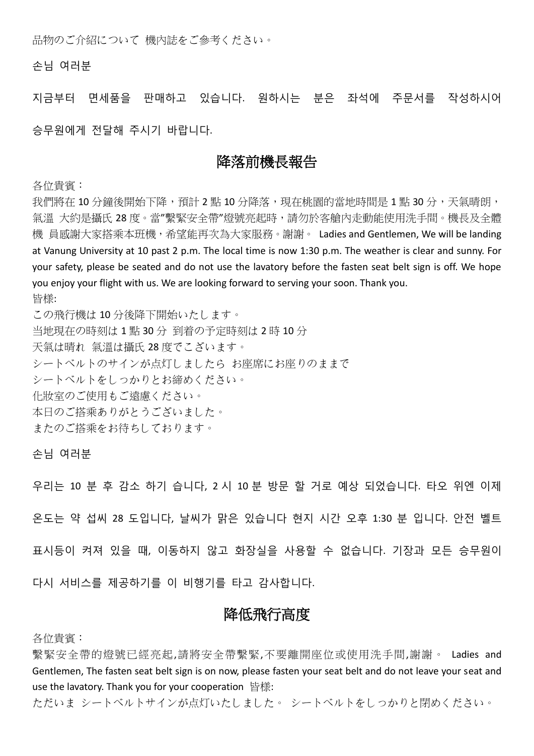品物のご介紹について 機内誌をご参考ください。

손님 여러분

지금부터 면세품을 판매하고 있습니다. 원하시는 분은 좌석에 주문서를 작성하시어 승무원에게 전달해 주시기 바랍니다.

## 降落前機長報告

各位貴賓：

我們將在 10 分鐘後開始下降，預計 2 點 10 分降落，現在桃園的當地時間是 1 點 30 分，天氣晴朗，氣溫 大約是攝氏 28 度。當"繫緊安全帶"燈號亮起時，請勿於客艙內走動能使用洗手間。機長及全體機 員感謝大家搭乘本班機，希望能再次為大家服務。謝謝。 Ladies and Gentlemen, We will be landing at Vanung University at 10 past 2 p.m. The local time is now 1:30 p.m. The weather is clear and sunny. For your safety, please be seated and do not use the lavatory before the fasten seat belt sign is off. We hope you enjoy your flight with us. We are looking forward to serving your soon. Thank you.

皆様:

この飛行機は 10 分後降下開始いたします。
当地現在の時刻は 1 點 30 分 到着の予定時刻は 2 時 10 分
天氣は晴れ 氣溫は攝氏 28 度でございます。
シートベルトのサインが点灯しましたら お座席にお座りのままで
シートベルトをしっかりとお締めください。
化妝室のご使用もご遠慮ください。
本日のご搭乘ありがとうございました。
またのご搭乘をお待ちしております。

손님 여러분

우리는 10 분 후 감소 하기 습니다, 2 시 10 분 방문 할 거로 예상 되었습니다. 타오 위엔 이제 온도는 약 섭씨 28 도입니다, 날씨가 맑은 있습니다 현지 시간 오후 1:30 분 입니다. 안전 벨트 표시등이 켜져 있을 때, 이동하지 않고 화장실을 사용할 수 없습니다. 기장과 모든 승무원이 다시 서비스를 제공하기를 이 비행기를 타고 감사합니다.

## 降低飛行高度

各位貴賓：

繫緊安全帶的燈號已經亮起,請將安全帶繫緊,不要離開座位或使用洗手間,謝謝。 Ladies and Gentlemen, The fasten seat belt sign is on now, please fasten your seat belt and do not leave your seat and use the lavatory. Thank you for your cooperation 皆様:

ただいま シートベルトサインが点灯いたしました。 シートベルトをしっかりと閉めください。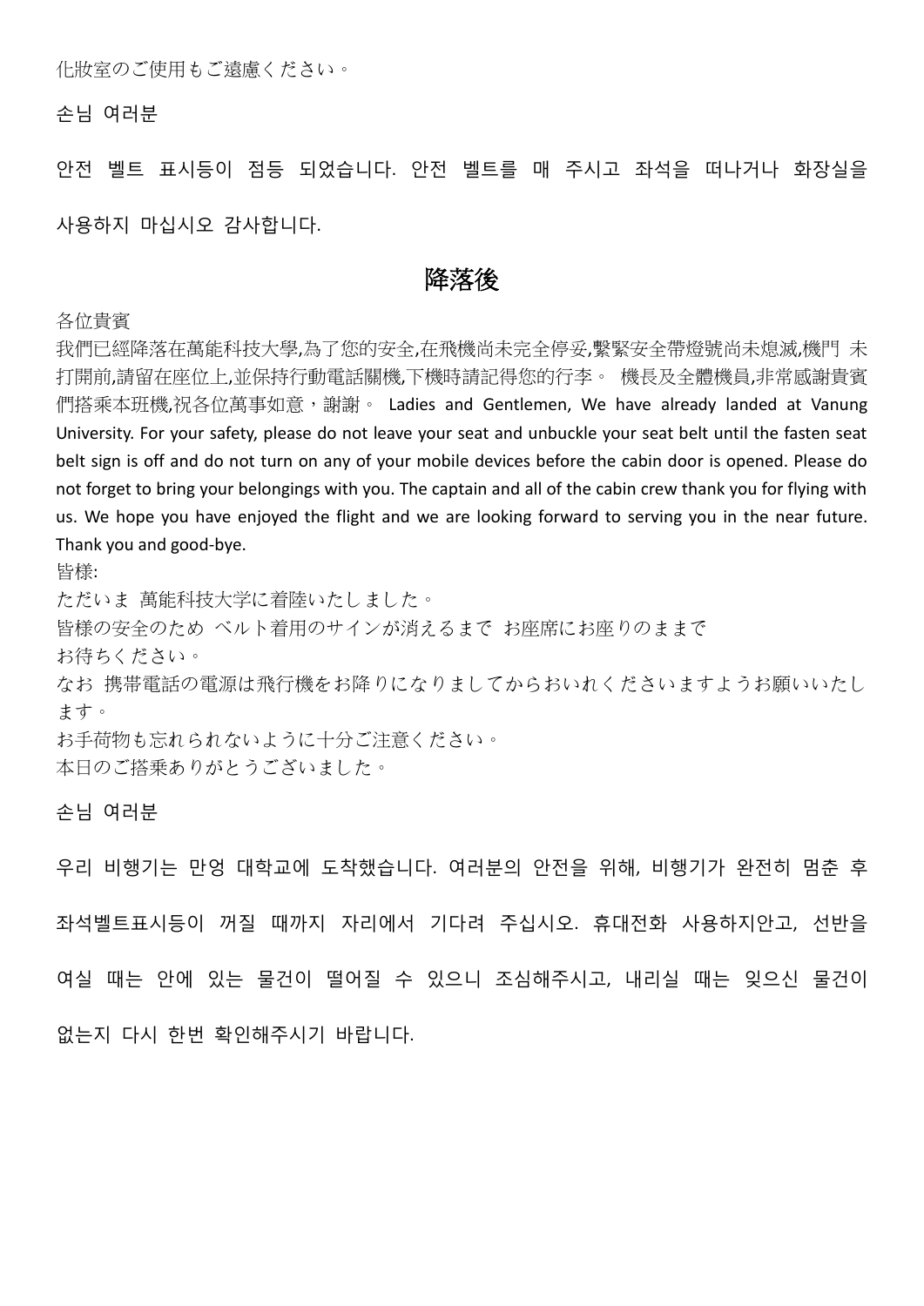化妝室のご使用もご遠慮ください。

손님 여러분

안전 벨트 표시등이 점등 되었습니다. 안전 벨트를 매 주시고 좌석을 떠나거나 화장실을 사용하지 마십시오 감사합니다.

## 降落後

各位貴賓

我們已經降落在萬能科技大學,為了您的安全,在飛機尚未完全停妥,繫緊安全帶燈號尚未熄滅,機門 未打開前,請留在座位上,並保持行動電話關機,下機時請記得您的行李。 機長及全體機員,非常感謝貴賓們搭乘本班機,祝各位萬事如意，謝謝。 Ladies and Gentlemen, We have already landed at Vanung University. For your safety, please do not leave your seat and unbuckle your seat belt until the fasten seat belt sign is off and do not turn on any of your mobile devices before the cabin door is opened. Please do not forget to bring your belongings with you. The captain and all of the cabin crew thank you for flying with us. We hope you have enjoyed the flight and we are looking forward to serving you in the near future. Thank you and good-bye.

皆様:

ただいま 萬能科技大学に着陸いたしました。

皆様の安全のため ベルト着用のサインが消えるまで お座席にお座りのままで

お待ちください。

なお 携帯電話の電源は飛行機をお降りになりましてからおいれくださいますようお願いいたします。

お手荷物も忘れられないように十分ご注意ください。

本日のご搭乗ありがとうございました。

손님 여러분

우리 비행기는 만엉 대학교에 도착했습니다. 여러분의 안전을 위해, 비행기가 완전히 멈춘 후 좌석벨트표시등이 꺼질 때까지 자리에서 기다려 주십시오. 휴대전화 사용하지안고, 선반을 여실 때는 안에 있는 물건이 떨어질 수 있으니 조심해주시고, 내리실 때는 잊으신 물건이 없는지 다시 한번 확인해주시기 바랍니다.